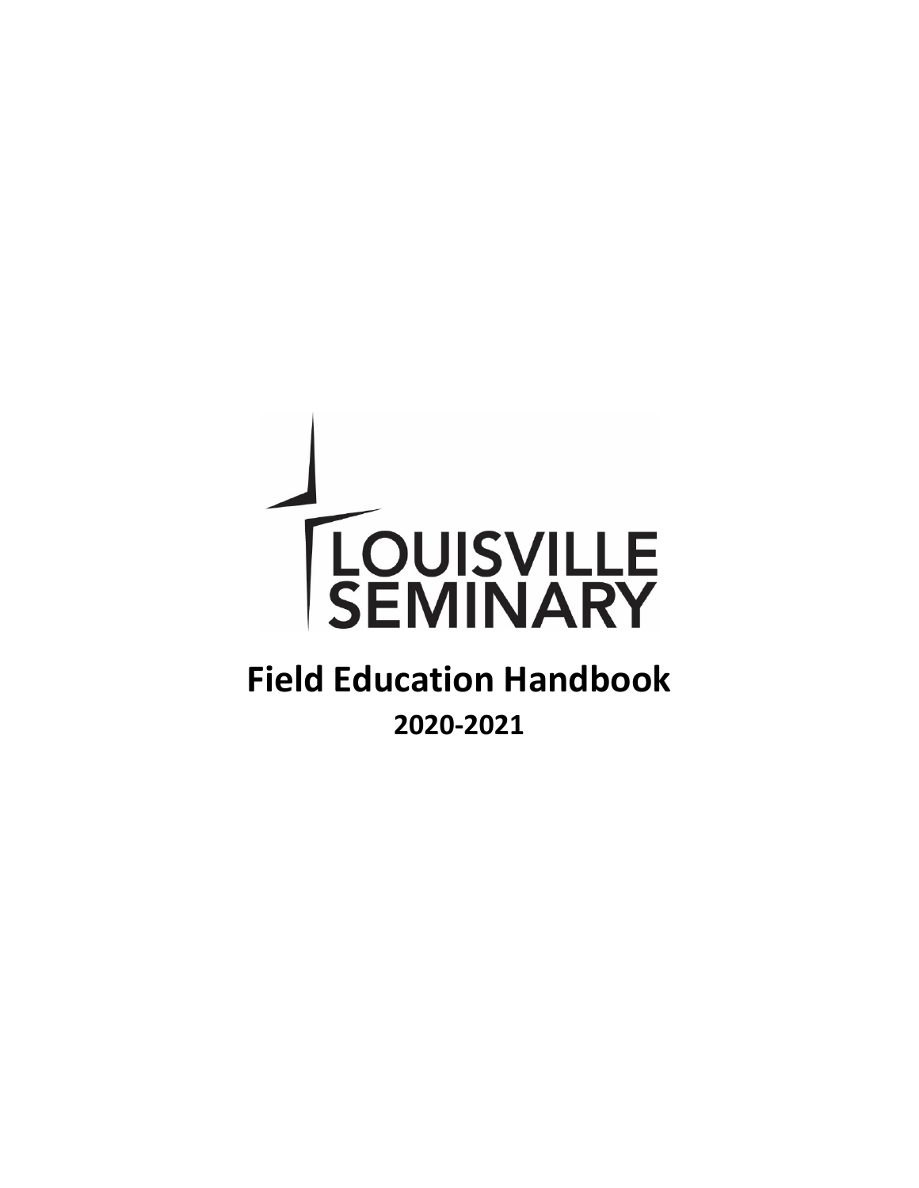LOUISVILLE SEMINARY

# Field Education Handbook

## 2020-2021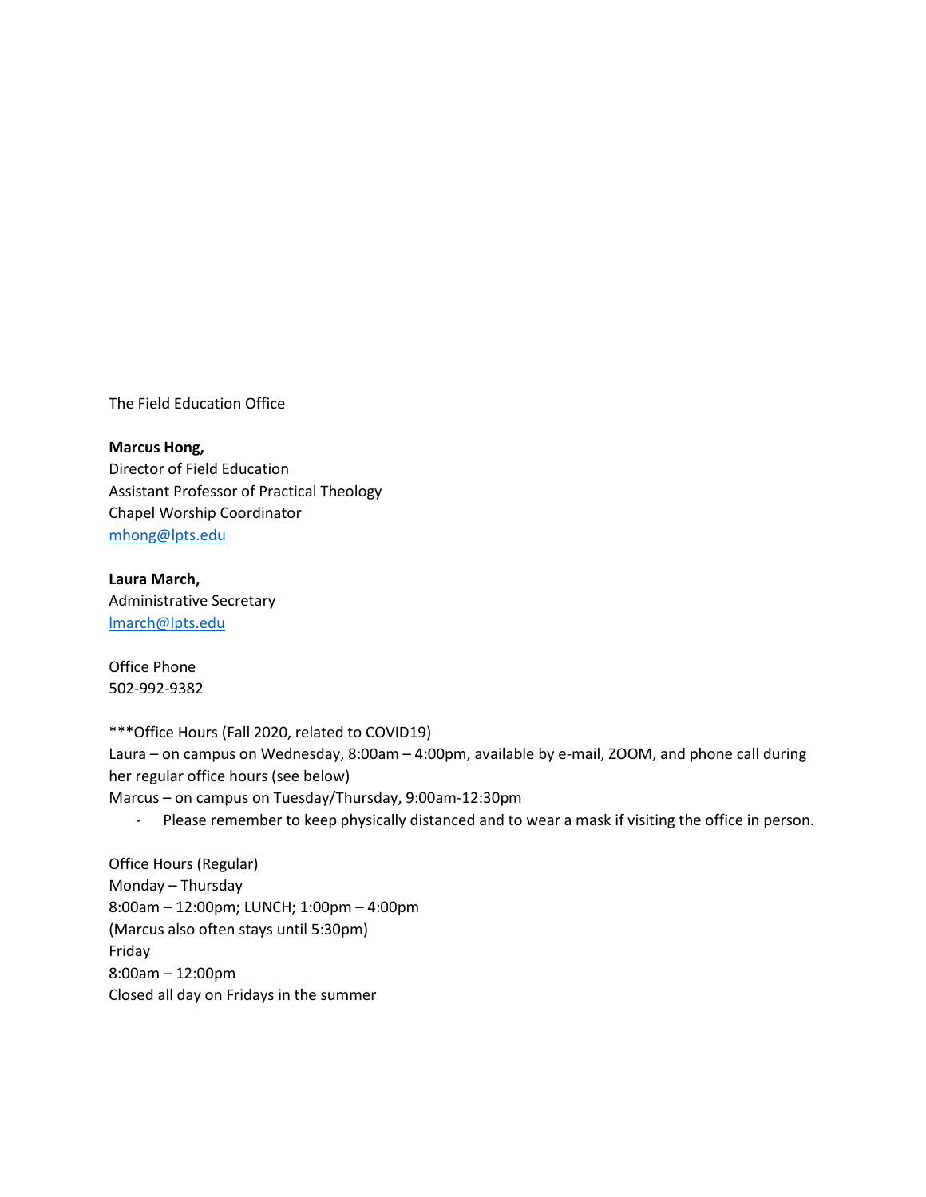The Field Education Office

**Marcus Hong,**
Director of Field Education
Assistant Professor of Practical Theology
Chapel Worship Coordinator
mhong@lpts.edu

**Laura March,**
Administrative Secretary
lmarch@lpts.edu

Office Phone
502-992-9382

***Office Hours (Fall 2020, related to COVID19)
Laura – on campus on Wednesday, 8:00am – 4:00pm, available by e-mail, ZOOM, and phone call during her regular office hours (see below)
Marcus – on campus on Tuesday/Thursday, 9:00am-12:30pm

- Please remember to keep physically distanced and to wear a mask if visiting the office in person.

Office Hours (Regular)
Monday – Thursday
8:00am – 12:00pm; LUNCH; 1:00pm – 4:00pm
(Marcus also often stays until 5:30pm)
Friday
8:00am – 12:00pm
Closed all day on Fridays in the summer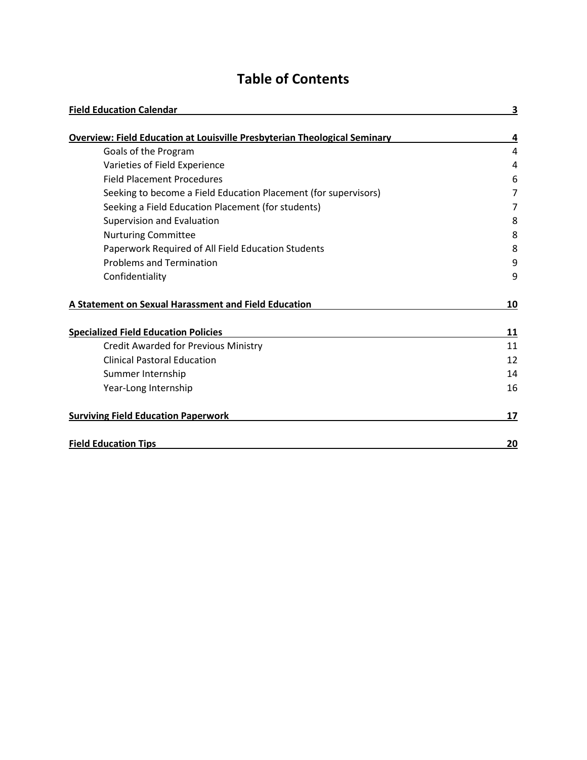# Table of Contents

| | |
|---|---|
| **Field Education Calendar** | **3** |
| **Overview: Field Education at Louisville Presbyterian Theological Seminary** | **4** |
| Goals of the Program | 4 |
| Varieties of Field Experience | 4 |
| Field Placement Procedures | 6 |
| Seeking to become a Field Education Placement (for supervisors) | 7 |
| Seeking a Field Education Placement (for students) | 7 |
| Supervision and Evaluation | 8 |
| Nurturing Committee | 8 |
| Paperwork Required of All Field Education Students | 8 |
| Problems and Termination | 9 |
| Confidentiality | 9 |
| **A Statement on Sexual Harassment and Field Education** | **10** |
| **Specialized Field Education Policies** | **11** |
| Credit Awarded for Previous Ministry | 11 |
| Clinical Pastoral Education | 12 |
| Summer Internship | 14 |
| Year-Long Internship | 16 |
| **Surviving Field Education Paperwork** | **17** |
| **Field Education Tips** | **20** |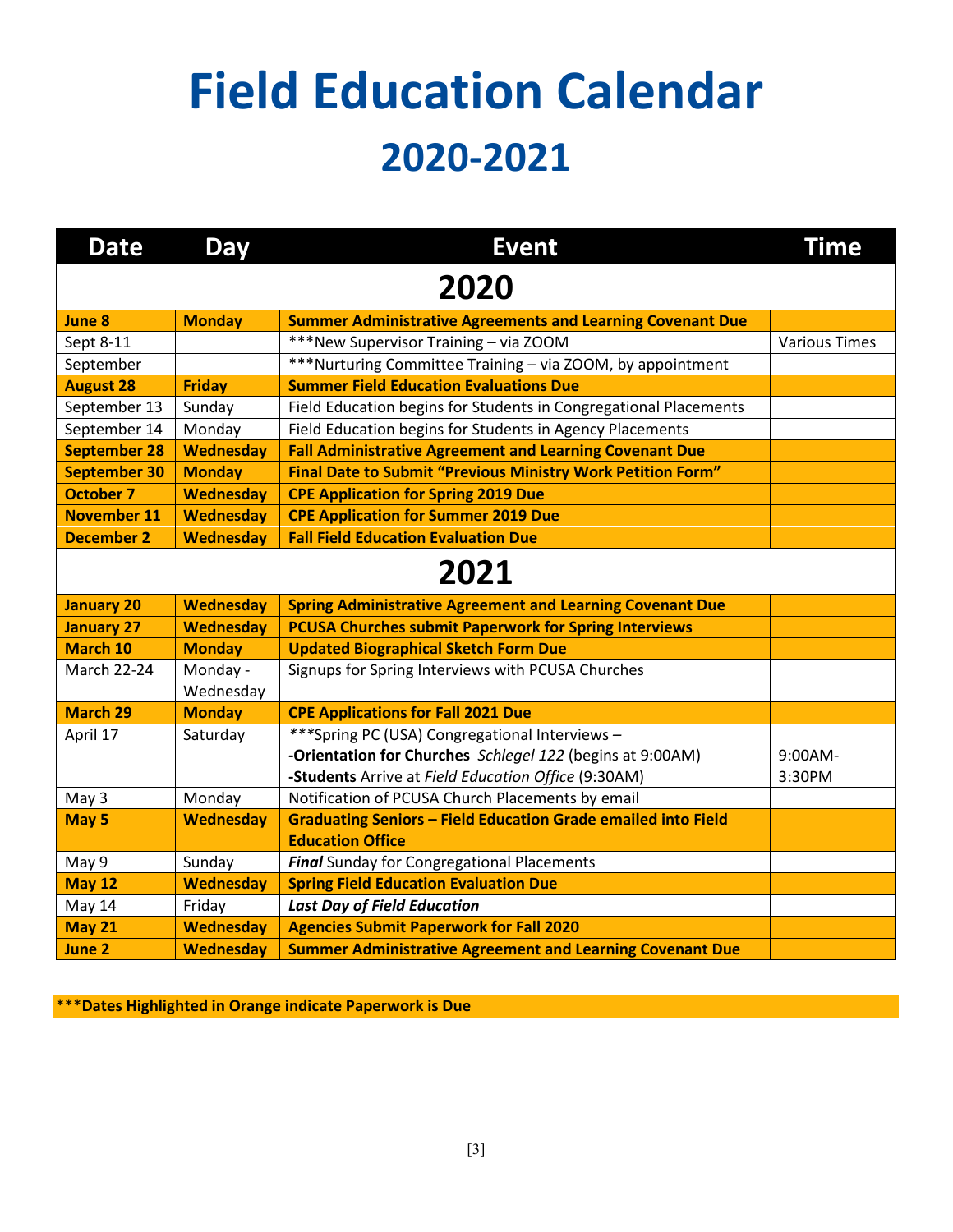# Field Education Calendar

## 2020-2021

| Date | Day | Event | Time |
|---|---|---|---|
| **2020** | | | |
| **June 8** | **Monday** | **Summer Administrative Agreements and Learning Covenant Due** | |
| Sept 8-11 | | ***New Supervisor Training – via ZOOM | Various Times |
| September | | ***Nurturing Committee Training – via ZOOM, by appointment | |
| **August 28** | **Friday** | **Summer Field Education Evaluations Due** | |
| September 13 | Sunday | Field Education begins for Students in Congregational Placements | |
| September 14 | Monday | Field Education begins for Students in Agency Placements | |
| **September 28** | **Wednesday** | **Fall Administrative Agreement and Learning Covenant Due** | |
| **September 30** | **Monday** | **Final Date to Submit "Previous Ministry Work Petition Form"** | |
| **October 7** | **Wednesday** | **CPE Application for Spring 2019 Due** | |
| **November 11** | **Wednesday** | **CPE Application for Summer 2019 Due** | |
| **December 2** | **Wednesday** | **Fall Field Education Evaluation Due** | |
| **2021** | | | |
| **January 20** | **Wednesday** | **Spring Administrative Agreement and Learning Covenant Due** | |
| **January 27** | **Wednesday** | **PCUSA Churches submit Paperwork for Spring Interviews** | |
| **March 10** | **Monday** | **Updated Biographical Sketch Form Due** | |
| March 22-24 | Monday - Wednesday | Signups for Spring Interviews with PCUSA Churches | |
| **March 29** | **Monday** | **CPE Applications for Fall 2021 Due** | |
| April 17 | Saturday | ***Spring PC (USA) Congregational Interviews – **-Orientation for Churches** *Schlegel 122* (begins at 9:00AM) **-Students** Arrive at *Field Education Office* (9:30AM) | 9:00AM-3:30PM |
| May 3 | Monday | Notification of PCUSA Church Placements by email | |
| **May 5** | **Wednesday** | **Graduating Seniors – Field Education Grade emailed into Field Education Office** | |
| May 9 | Sunday | ***Final*** Sunday for Congregational Placements | |
| **May 12** | **Wednesday** | **Spring Field Education Evaluation Due** | |
| May 14 | Friday | ***Last Day of Field Education*** | |
| **May 21** | **Wednesday** | **Agencies Submit Paperwork for Fall 2020** | |
| **June 2** | **Wednesday** | **Summer Administrative Agreement and Learning Covenant Due** | |

***Dates Highlighted in Orange indicate Paperwork is Due**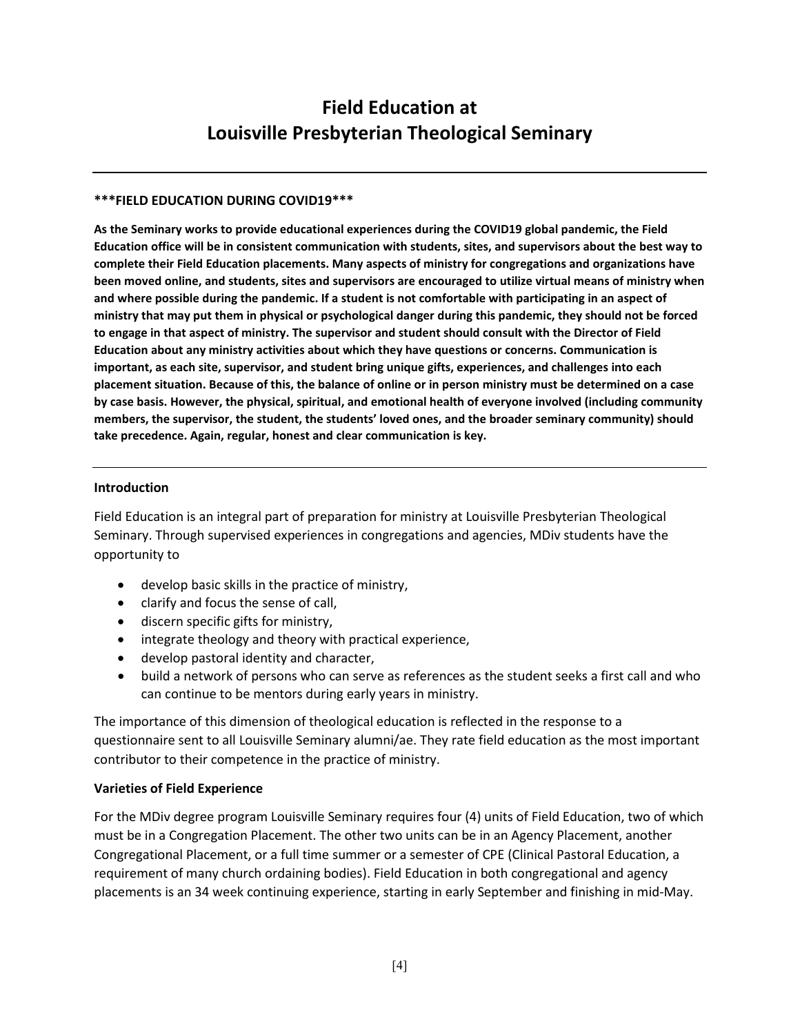# Field Education at Louisville Presbyterian Theological Seminary

---

**\*\*\*FIELD EDUCATION DURING COVID19\*\*\***

**As the Seminary works to provide educational experiences during the COVID19 global pandemic, the Field Education office will be in consistent communication with students, sites, and supervisors about the best way to complete their Field Education placements. Many aspects of ministry for congregations and organizations have been moved online, and students, sites and supervisors are encouraged to utilize virtual means of ministry when and where possible during the pandemic. If a student is not comfortable with participating in an aspect of ministry that may put them in physical or psychological danger during this pandemic, they should not be forced to engage in that aspect of ministry. The supervisor and student should consult with the Director of Field Education about any ministry activities about which they have questions or concerns. Communication is important, as each site, supervisor, and student bring unique gifts, experiences, and challenges into each placement situation. Because of this, the balance of online or in person ministry must be determined on a case by case basis. However, the physical, spiritual, and emotional health of everyone involved (including community members, the supervisor, the student, the students' loved ones, and the broader seminary community) should take precedence. Again, regular, honest and clear communication is key.**

---

### Introduction

Field Education is an integral part of preparation for ministry at Louisville Presbyterian Theological Seminary. Through supervised experiences in congregations and agencies, MDiv students have the opportunity to

- develop basic skills in the practice of ministry,
- clarify and focus the sense of call,
- discern specific gifts for ministry,
- integrate theology and theory with practical experience,
- develop pastoral identity and character,
- build a network of persons who can serve as references as the student seeks a first call and who can continue to be mentors during early years in ministry.

The importance of this dimension of theological education is reflected in the response to a questionnaire sent to all Louisville Seminary alumni/ae. They rate field education as the most important contributor to their competence in the practice of ministry.

### Varieties of Field Experience

For the MDiv degree program Louisville Seminary requires four (4) units of Field Education, two of which must be in a Congregation Placement. The other two units can be in an Agency Placement, another Congregational Placement, or a full time summer or a semester of CPE (Clinical Pastoral Education, a requirement of many church ordaining bodies). Field Education in both congregational and agency placements is an 34 week continuing experience, starting in early September and finishing in mid-May.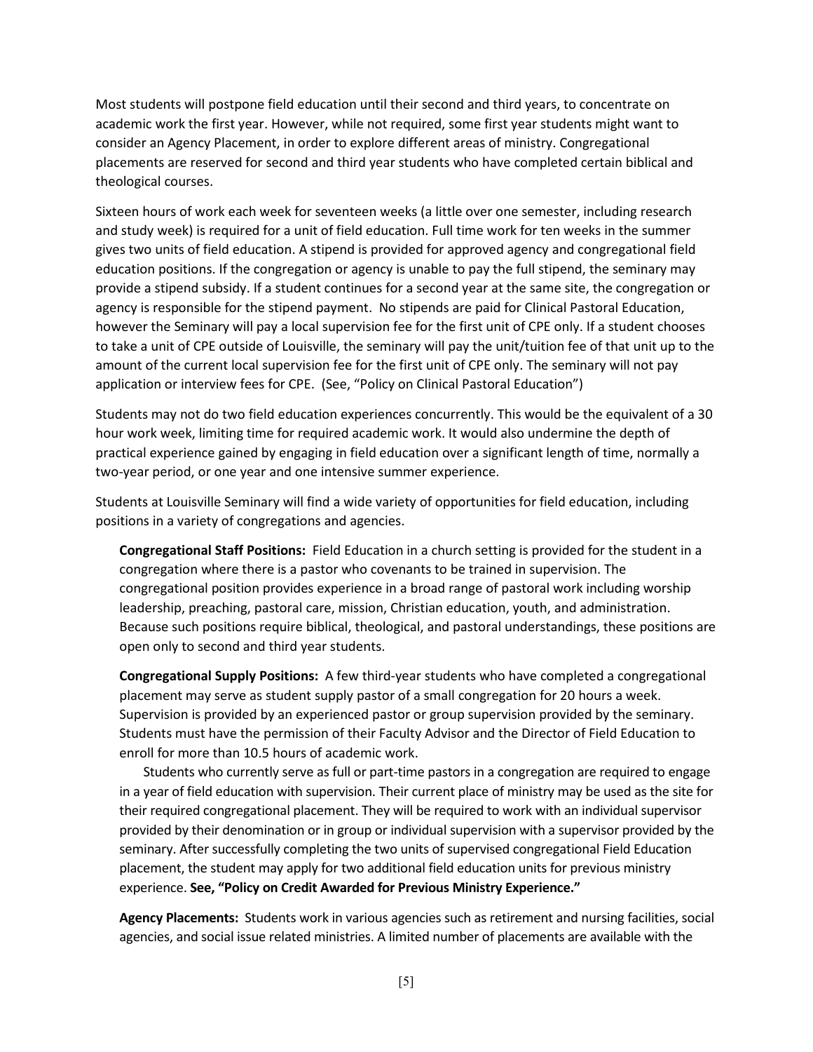Most students will postpone field education until their second and third years, to concentrate on academic work the first year. However, while not required, some first year students might want to consider an Agency Placement, in order to explore different areas of ministry. Congregational placements are reserved for second and third year students who have completed certain biblical and theological courses.

Sixteen hours of work each week for seventeen weeks (a little over one semester, including research and study week) is required for a unit of field education. Full time work for ten weeks in the summer gives two units of field education. A stipend is provided for approved agency and congregational field education positions. If the congregation or agency is unable to pay the full stipend, the seminary may provide a stipend subsidy. If a student continues for a second year at the same site, the congregation or agency is responsible for the stipend payment. No stipends are paid for Clinical Pastoral Education, however the Seminary will pay a local supervision fee for the first unit of CPE only. If a student chooses to take a unit of CPE outside of Louisville, the seminary will pay the unit/tuition fee of that unit up to the amount of the current local supervision fee for the first unit of CPE only. The seminary will not pay application or interview fees for CPE. (See, "Policy on Clinical Pastoral Education")

Students may not do two field education experiences concurrently. This would be the equivalent of a 30 hour work week, limiting time for required academic work. It would also undermine the depth of practical experience gained by engaging in field education over a significant length of time, normally a two-year period, or one year and one intensive summer experience.

Students at Louisville Seminary will find a wide variety of opportunities for field education, including positions in a variety of congregations and agencies.

**Congregational Staff Positions:** Field Education in a church setting is provided for the student in a congregation where there is a pastor who covenants to be trained in supervision. The congregational position provides experience in a broad range of pastoral work including worship leadership, preaching, pastoral care, mission, Christian education, youth, and administration. Because such positions require biblical, theological, and pastoral understandings, these positions are open only to second and third year students.

**Congregational Supply Positions:** A few third-year students who have completed a congregational placement may serve as student supply pastor of a small congregation for 20 hours a week. Supervision is provided by an experienced pastor or group supervision provided by the seminary. Students must have the permission of their Faculty Advisor and the Director of Field Education to enroll for more than 10.5 hours of academic work.

Students who currently serve as full or part-time pastors in a congregation are required to engage in a year of field education with supervision. Their current place of ministry may be used as the site for their required congregational placement. They will be required to work with an individual supervisor provided by their denomination or in group or individual supervision with a supervisor provided by the seminary. After successfully completing the two units of supervised congregational Field Education placement, the student may apply for two additional field education units for previous ministry experience. **See, "Policy on Credit Awarded for Previous Ministry Experience."**

**Agency Placements:** Students work in various agencies such as retirement and nursing facilities, social agencies, and social issue related ministries. A limited number of placements are available with the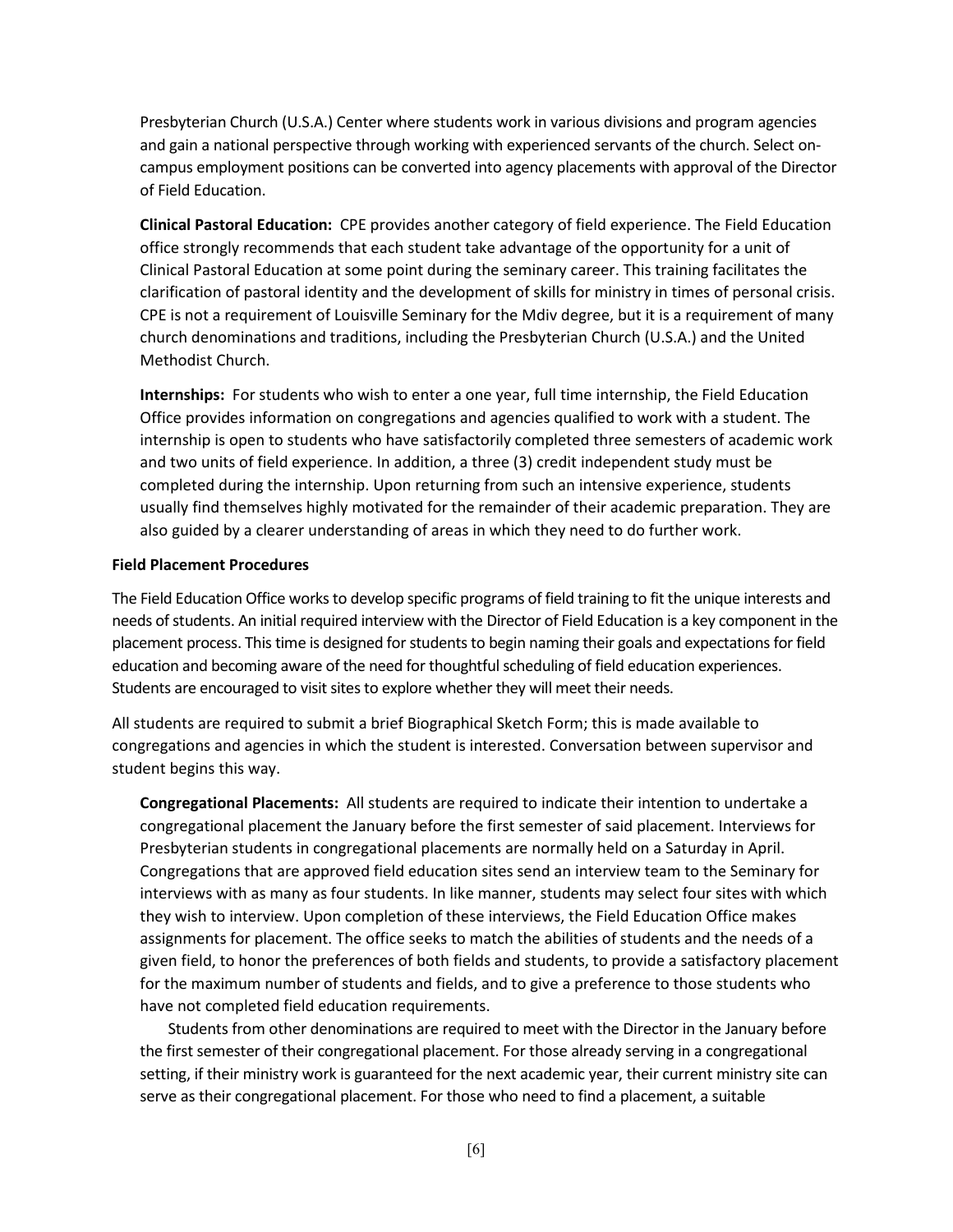Presbyterian Church (U.S.A.) Center where students work in various divisions and program agencies and gain a national perspective through working with experienced servants of the church. Select on-campus employment positions can be converted into agency placements with approval of the Director of Field Education.

**Clinical Pastoral Education:** CPE provides another category of field experience. The Field Education office strongly recommends that each student take advantage of the opportunity for a unit of Clinical Pastoral Education at some point during the seminary career. This training facilitates the clarification of pastoral identity and the development of skills for ministry in times of personal crisis. CPE is not a requirement of Louisville Seminary for the Mdiv degree, but it is a requirement of many church denominations and traditions, including the Presbyterian Church (U.S.A.) and the United Methodist Church.

**Internships:** For students who wish to enter a one year, full time internship, the Field Education Office provides information on congregations and agencies qualified to work with a student. The internship is open to students who have satisfactorily completed three semesters of academic work and two units of field experience. In addition, a three (3) credit independent study must be completed during the internship. Upon returning from such an intensive experience, students usually find themselves highly motivated for the remainder of their academic preparation. They are also guided by a clearer understanding of areas in which they need to do further work.

**Field Placement Procedures**

The Field Education Office works to develop specific programs of field training to fit the unique interests and needs of students. An initial required interview with the Director of Field Education is a key component in the placement process. This time is designed for students to begin naming their goals and expectations for field education and becoming aware of the need for thoughtful scheduling of field education experiences. Students are encouraged to visit sites to explore whether they will meet their needs.

All students are required to submit a brief Biographical Sketch Form; this is made available to congregations and agencies in which the student is interested. Conversation between supervisor and student begins this way.

**Congregational Placements:** All students are required to indicate their intention to undertake a congregational placement the January before the first semester of said placement. Interviews for Presbyterian students in congregational placements are normally held on a Saturday in April. Congregations that are approved field education sites send an interview team to the Seminary for interviews with as many as four students. In like manner, students may select four sites with which they wish to interview. Upon completion of these interviews, the Field Education Office makes assignments for placement. The office seeks to match the abilities of students and the needs of a given field, to honor the preferences of both fields and students, to provide a satisfactory placement for the maximum number of students and fields, and to give a preference to those students who have not completed field education requirements.

Students from other denominations are required to meet with the Director in the January before the first semester of their congregational placement. For those already serving in a congregational setting, if their ministry work is guaranteed for the next academic year, their current ministry site can serve as their congregational placement. For those who need to find a placement, a suitable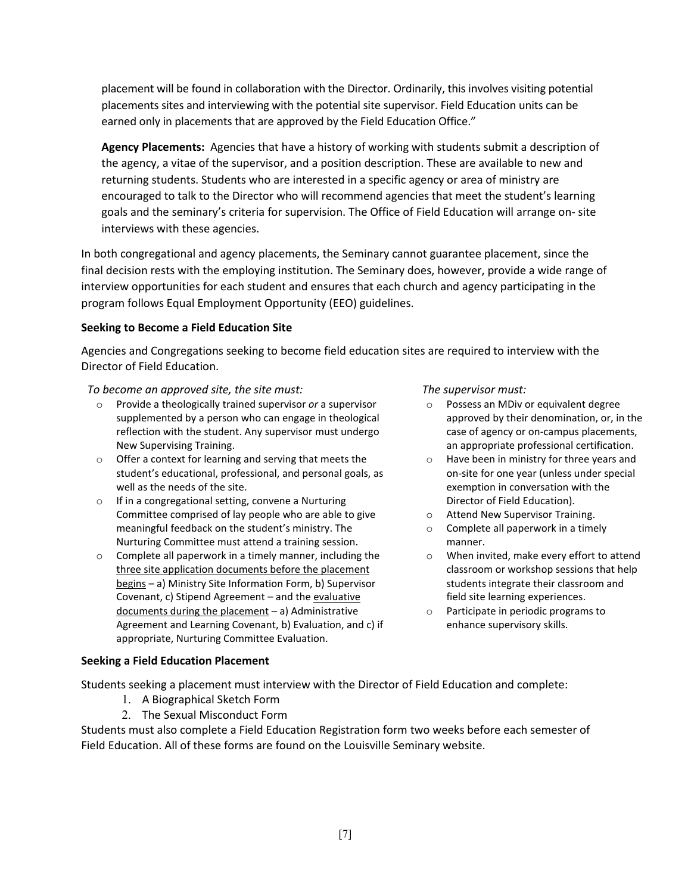placement will be found in collaboration with the Director. Ordinarily, this involves visiting potential placements sites and interviewing with the potential site supervisor. Field Education units can be earned only in placements that are approved by the Field Education Office."

**Agency Placements:** Agencies that have a history of working with students submit a description of the agency, a vitae of the supervisor, and a position description. These are available to new and returning students. Students who are interested in a specific agency or area of ministry are encouraged to talk to the Director who will recommend agencies that meet the student's learning goals and the seminary's criteria for supervision. The Office of Field Education will arrange on- site interviews with these agencies.

In both congregational and agency placements, the Seminary cannot guarantee placement, since the final decision rests with the employing institution. The Seminary does, however, provide a wide range of interview opportunities for each student and ensures that each church and agency participating in the program follows Equal Employment Opportunity (EEO) guidelines.

**Seeking to Become a Field Education Site**

Agencies and Congregations seeking to become field education sites are required to interview with the Director of Field Education.

*To become an approved site, the site must:*

- Provide a theologically trained supervisor *or* a supervisor supplemented by a person who can engage in theological reflection with the student. Any supervisor must undergo New Supervising Training.
- Offer a context for learning and serving that meets the student's educational, professional, and personal goals, as well as the needs of the site.
- If in a congregational setting, convene a Nurturing Committee comprised of lay people who are able to give meaningful feedback on the student's ministry. The Nurturing Committee must attend a training session.
- Complete all paperwork in a timely manner, including the three site application documents before the placement begins – a) Ministry Site Information Form, b) Supervisor Covenant, c) Stipend Agreement – and the evaluative documents during the placement – a) Administrative Agreement and Learning Covenant, b) Evaluation, and c) if appropriate, Nurturing Committee Evaluation.

*The supervisor must:*

- Possess an MDiv or equivalent degree approved by their denomination, or, in the case of agency or on-campus placements, an appropriate professional certification.
- Have been in ministry for three years and on-site for one year (unless under special exemption in conversation with the Director of Field Education).
- Attend New Supervisor Training.
- Complete all paperwork in a timely manner.
- When invited, make every effort to attend classroom or workshop sessions that help students integrate their classroom and field site learning experiences.
- Participate in periodic programs to enhance supervisory skills.

**Seeking a Field Education Placement**

Students seeking a placement must interview with the Director of Field Education and complete:

1. A Biographical Sketch Form
2. The Sexual Misconduct Form

Students must also complete a Field Education Registration form two weeks before each semester of Field Education. All of these forms are found on the Louisville Seminary website.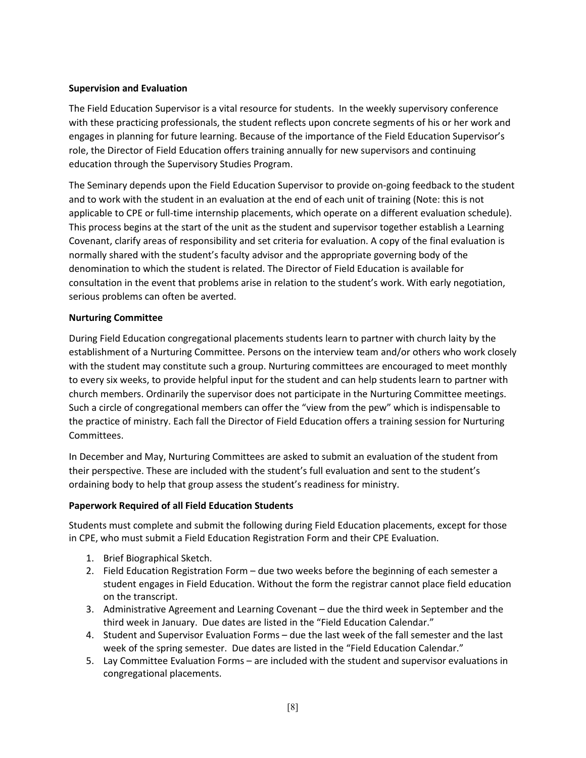**Supervision and Evaluation**

The Field Education Supervisor is a vital resource for students. In the weekly supervisory conference with these practicing professionals, the student reflects upon concrete segments of his or her work and engages in planning for future learning. Because of the importance of the Field Education Supervisor's role, the Director of Field Education offers training annually for new supervisors and continuing education through the Supervisory Studies Program.

The Seminary depends upon the Field Education Supervisor to provide on-going feedback to the student and to work with the student in an evaluation at the end of each unit of training (Note: this is not applicable to CPE or full-time internship placements, which operate on a different evaluation schedule). This process begins at the start of the unit as the student and supervisor together establish a Learning Covenant, clarify areas of responsibility and set criteria for evaluation. A copy of the final evaluation is normally shared with the student's faculty advisor and the appropriate governing body of the denomination to which the student is related. The Director of Field Education is available for consultation in the event that problems arise in relation to the student's work. With early negotiation, serious problems can often be averted.

**Nurturing Committee**

During Field Education congregational placements students learn to partner with church laity by the establishment of a Nurturing Committee. Persons on the interview team and/or others who work closely with the student may constitute such a group. Nurturing committees are encouraged to meet monthly to every six weeks, to provide helpful input for the student and can help students learn to partner with church members. Ordinarily the supervisor does not participate in the Nurturing Committee meetings. Such a circle of congregational members can offer the "view from the pew" which is indispensable to the practice of ministry. Each fall the Director of Field Education offers a training session for Nurturing Committees.

In December and May, Nurturing Committees are asked to submit an evaluation of the student from their perspective. These are included with the student's full evaluation and sent to the student's ordaining body to help that group assess the student's readiness for ministry.

**Paperwork Required of all Field Education Students**

Students must complete and submit the following during Field Education placements, except for those in CPE, who must submit a Field Education Registration Form and their CPE Evaluation.

1. Brief Biographical Sketch.
2. Field Education Registration Form – due two weeks before the beginning of each semester a student engages in Field Education. Without the form the registrar cannot place field education on the transcript.
3. Administrative Agreement and Learning Covenant – due the third week in September and the third week in January. Due dates are listed in the "Field Education Calendar."
4. Student and Supervisor Evaluation Forms – due the last week of the fall semester and the last week of the spring semester. Due dates are listed in the "Field Education Calendar."
5. Lay Committee Evaluation Forms – are included with the student and supervisor evaluations in congregational placements.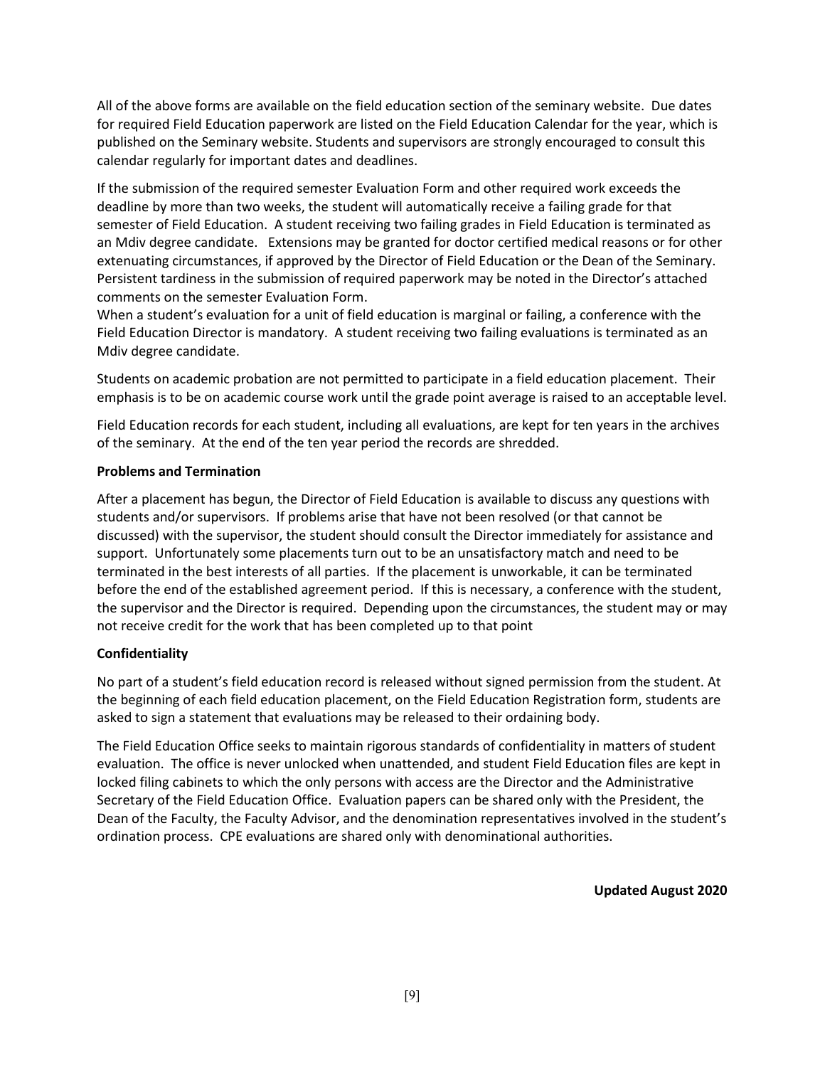All of the above forms are available on the field education section of the seminary website. Due dates for required Field Education paperwork are listed on the Field Education Calendar for the year, which is published on the Seminary website. Students and supervisors are strongly encouraged to consult this calendar regularly for important dates and deadlines.

If the submission of the required semester Evaluation Form and other required work exceeds the deadline by more than two weeks, the student will automatically receive a failing grade for that semester of Field Education. A student receiving two failing grades in Field Education is terminated as an Mdiv degree candidate. Extensions may be granted for doctor certified medical reasons or for other extenuating circumstances, if approved by the Director of Field Education or the Dean of the Seminary. Persistent tardiness in the submission of required paperwork may be noted in the Director's attached comments on the semester Evaluation Form.
When a student's evaluation for a unit of field education is marginal or failing, a conference with the Field Education Director is mandatory. A student receiving two failing evaluations is terminated as an Mdiv degree candidate.

Students on academic probation are not permitted to participate in a field education placement. Their emphasis is to be on academic course work until the grade point average is raised to an acceptable level.

Field Education records for each student, including all evaluations, are kept for ten years in the archives of the seminary. At the end of the ten year period the records are shredded.

**Problems and Termination**

After a placement has begun, the Director of Field Education is available to discuss any questions with students and/or supervisors. If problems arise that have not been resolved (or that cannot be discussed) with the supervisor, the student should consult the Director immediately for assistance and support. Unfortunately some placements turn out to be an unsatisfactory match and need to be terminated in the best interests of all parties. If the placement is unworkable, it can be terminated before the end of the established agreement period. If this is necessary, a conference with the student, the supervisor and the Director is required. Depending upon the circumstances, the student may or may not receive credit for the work that has been completed up to that point

**Confidentiality**

No part of a student's field education record is released without signed permission from the student. At the beginning of each field education placement, on the Field Education Registration form, students are asked to sign a statement that evaluations may be released to their ordaining body.

The Field Education Office seeks to maintain rigorous standards of confidentiality in matters of student evaluation. The office is never unlocked when unattended, and student Field Education files are kept in locked filing cabinets to which the only persons with access are the Director and the Administrative Secretary of the Field Education Office. Evaluation papers can be shared only with the President, the Dean of the Faculty, the Faculty Advisor, and the denomination representatives involved in the student's ordination process. CPE evaluations are shared only with denominational authorities.

**Updated August 2020**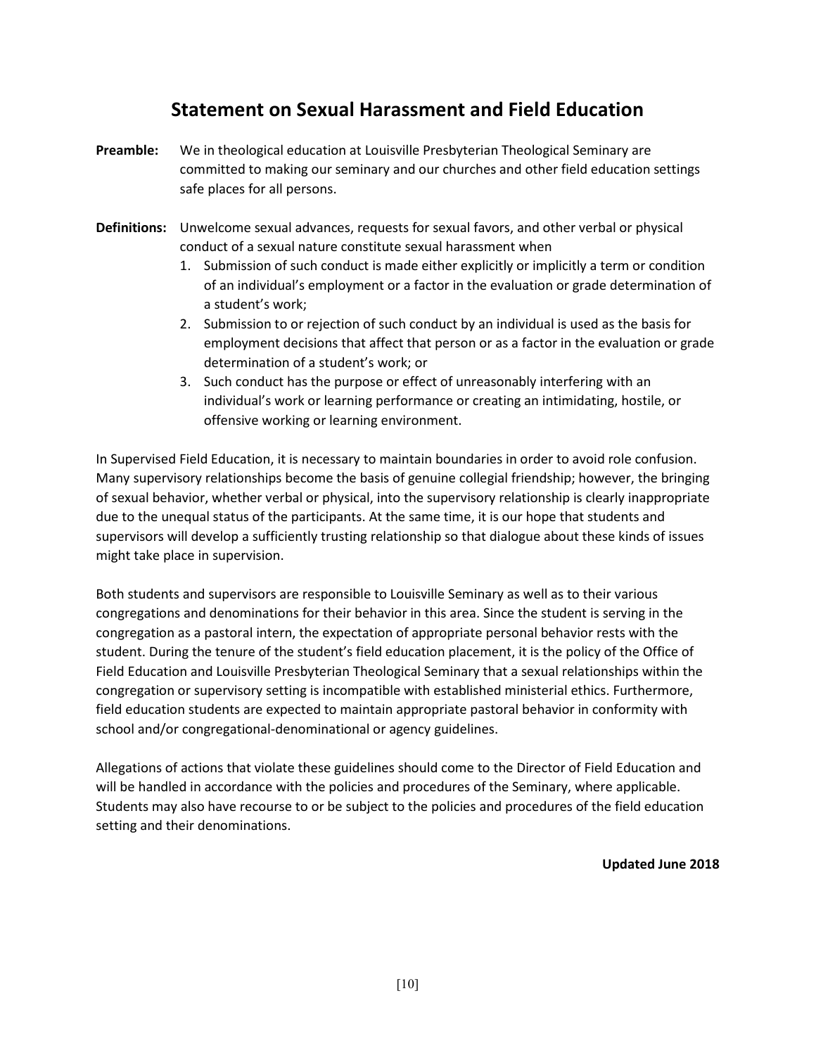# Statement on Sexual Harassment and Field Education

**Preamble:** We in theological education at Louisville Presbyterian Theological Seminary are committed to making our seminary and our churches and other field education settings safe places for all persons.

**Definitions:** Unwelcome sexual advances, requests for sexual favors, and other verbal or physical conduct of a sexual nature constitute sexual harassment when

1. Submission of such conduct is made either explicitly or implicitly a term or condition of an individual's employment or a factor in the evaluation or grade determination of a student's work;
2. Submission to or rejection of such conduct by an individual is used as the basis for employment decisions that affect that person or as a factor in the evaluation or grade determination of a student's work; or
3. Such conduct has the purpose or effect of unreasonably interfering with an individual's work or learning performance or creating an intimidating, hostile, or offensive working or learning environment.

In Supervised Field Education, it is necessary to maintain boundaries in order to avoid role confusion. Many supervisory relationships become the basis of genuine collegial friendship; however, the bringing of sexual behavior, whether verbal or physical, into the supervisory relationship is clearly inappropriate due to the unequal status of the participants. At the same time, it is our hope that students and supervisors will develop a sufficiently trusting relationship so that dialogue about these kinds of issues might take place in supervision.

Both students and supervisors are responsible to Louisville Seminary as well as to their various congregations and denominations for their behavior in this area. Since the student is serving in the congregation as a pastoral intern, the expectation of appropriate personal behavior rests with the student. During the tenure of the student's field education placement, it is the policy of the Office of Field Education and Louisville Presbyterian Theological Seminary that a sexual relationships within the congregation or supervisory setting is incompatible with established ministerial ethics. Furthermore, field education students are expected to maintain appropriate pastoral behavior in conformity with school and/or congregational-denominational or agency guidelines.

Allegations of actions that violate these guidelines should come to the Director of Field Education and will be handled in accordance with the policies and procedures of the Seminary, where applicable. Students may also have recourse to or be subject to the policies and procedures of the field education setting and their denominations.

**Updated June 2018**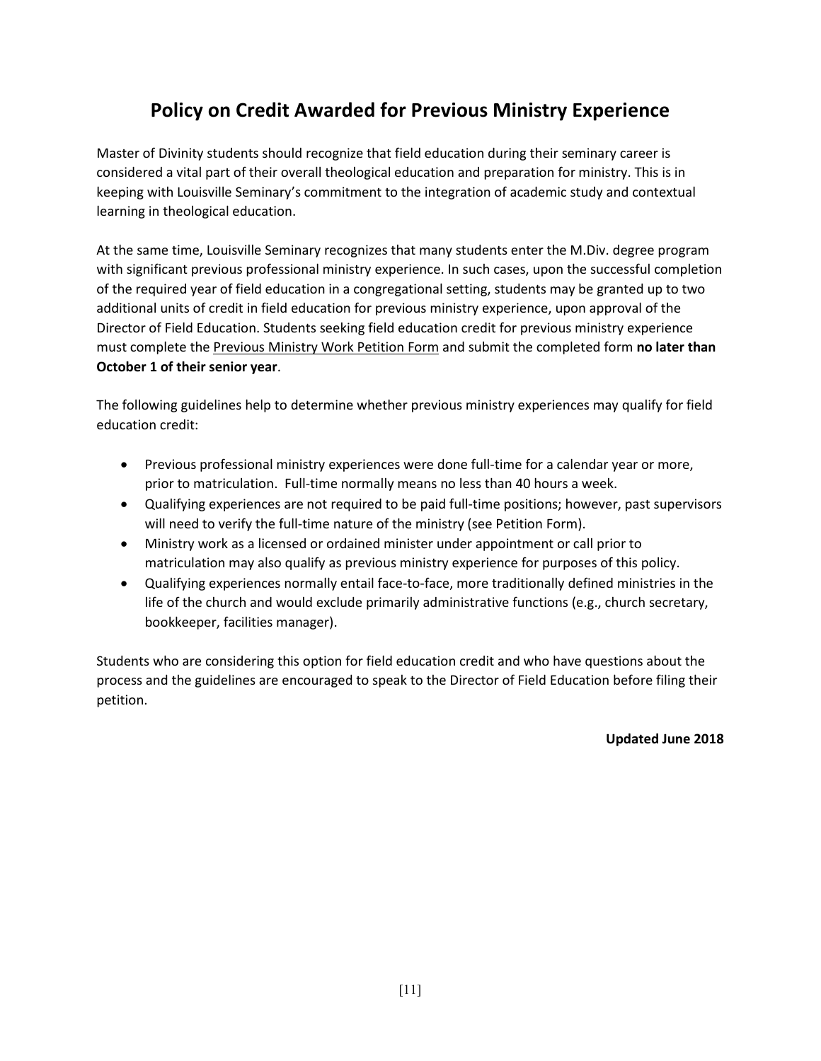# Policy on Credit Awarded for Previous Ministry Experience

Master of Divinity students should recognize that field education during their seminary career is considered a vital part of their overall theological education and preparation for ministry. This is in keeping with Louisville Seminary's commitment to the integration of academic study and contextual learning in theological education.

At the same time, Louisville Seminary recognizes that many students enter the M.Div. degree program with significant previous professional ministry experience. In such cases, upon the successful completion of the required year of field education in a congregational setting, students may be granted up to two additional units of credit in field education for previous ministry experience, upon approval of the Director of Field Education. Students seeking field education credit for previous ministry experience must complete the Previous Ministry Work Petition Form and submit the completed form **no later than October 1 of their senior year**.

The following guidelines help to determine whether previous ministry experiences may qualify for field education credit:

- Previous professional ministry experiences were done full-time for a calendar year or more, prior to matriculation. Full-time normally means no less than 40 hours a week.
- Qualifying experiences are not required to be paid full-time positions; however, past supervisors will need to verify the full-time nature of the ministry (see Petition Form).
- Ministry work as a licensed or ordained minister under appointment or call prior to matriculation may also qualify as previous ministry experience for purposes of this policy.
- Qualifying experiences normally entail face-to-face, more traditionally defined ministries in the life of the church and would exclude primarily administrative functions (e.g., church secretary, bookkeeper, facilities manager).

Students who are considering this option for field education credit and who have questions about the process and the guidelines are encouraged to speak to the Director of Field Education before filing their petition.

**Updated June 2018**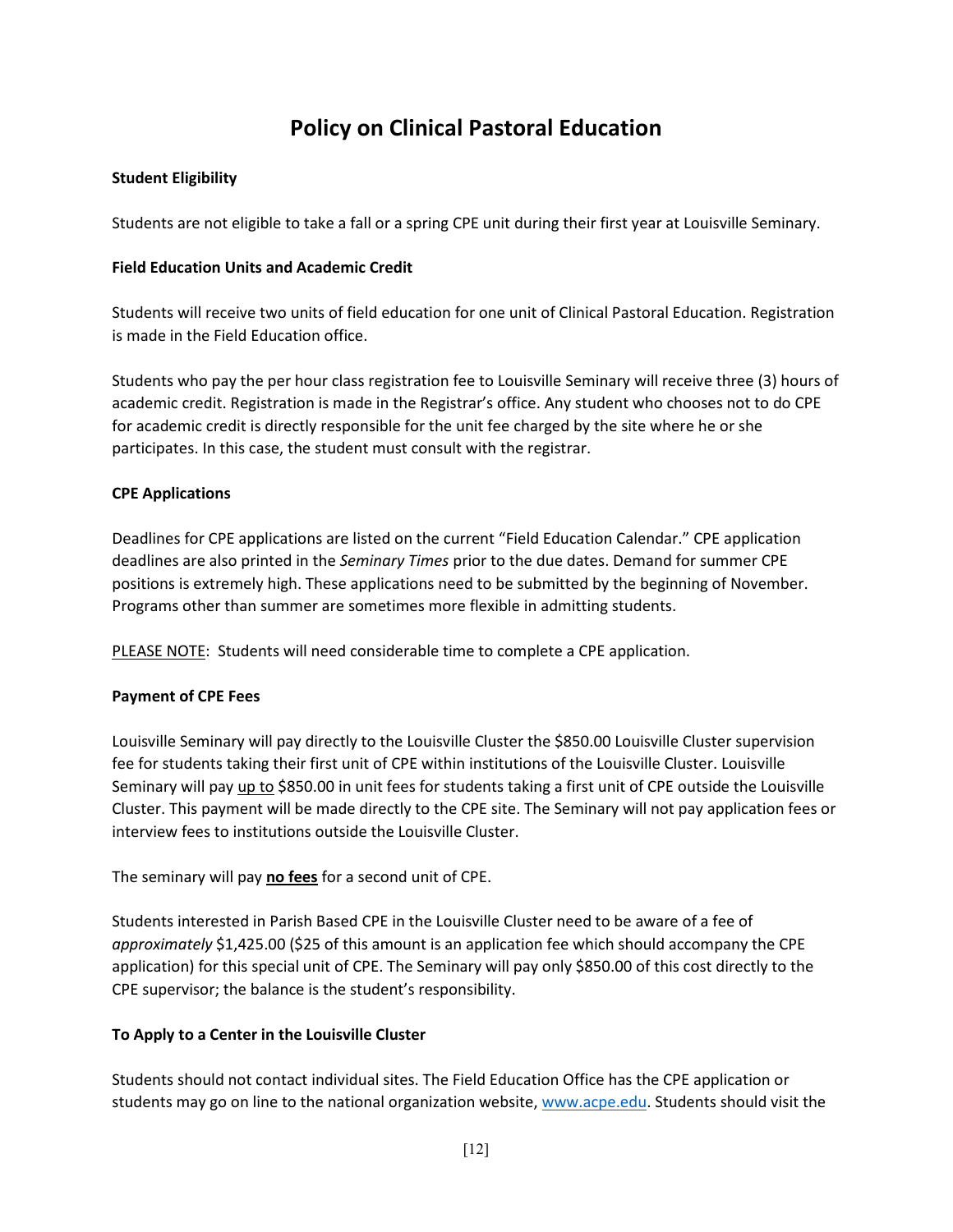# Policy on Clinical Pastoral Education

**Student Eligibility**

Students are not eligible to take a fall or a spring CPE unit during their first year at Louisville Seminary.

**Field Education Units and Academic Credit**

Students will receive two units of field education for one unit of Clinical Pastoral Education. Registration is made in the Field Education office.

Students who pay the per hour class registration fee to Louisville Seminary will receive three (3) hours of academic credit. Registration is made in the Registrar's office. Any student who chooses not to do CPE for academic credit is directly responsible for the unit fee charged by the site where he or she participates. In this case, the student must consult with the registrar.

**CPE Applications**

Deadlines for CPE applications are listed on the current "Field Education Calendar." CPE application deadlines are also printed in the *Seminary Times* prior to the due dates. Demand for summer CPE positions is extremely high. These applications need to be submitted by the beginning of November. Programs other than summer are sometimes more flexible in admitting students.

<u>PLEASE NOTE</u>: Students will need considerable time to complete a CPE application.

**Payment of CPE Fees**

Louisville Seminary will pay directly to the Louisville Cluster the $850.00 Louisville Cluster supervision fee for students taking their first unit of CPE within institutions of the Louisville Cluster. Louisville Seminary will pay <u>up to</u> $850.00 in unit fees for students taking a first unit of CPE outside the Louisville Cluster. This payment will be made directly to the CPE site. The Seminary will not pay application fees or interview fees to institutions outside the Louisville Cluster.

The seminary will pay **<u>no fees</u>** for a second unit of CPE.

Students interested in Parish Based CPE in the Louisville Cluster need to be aware of a fee of *approximately* $1,425.00 ($25 of this amount is an application fee which should accompany the CPE application) for this special unit of CPE. The Seminary will pay only $850.00 of this cost directly to the CPE supervisor; the balance is the student's responsibility.

**To Apply to a Center in the Louisville Cluster**

Students should not contact individual sites. The Field Education Office has the CPE application or students may go on line to the national organization website, www.acpe.edu. Students should visit the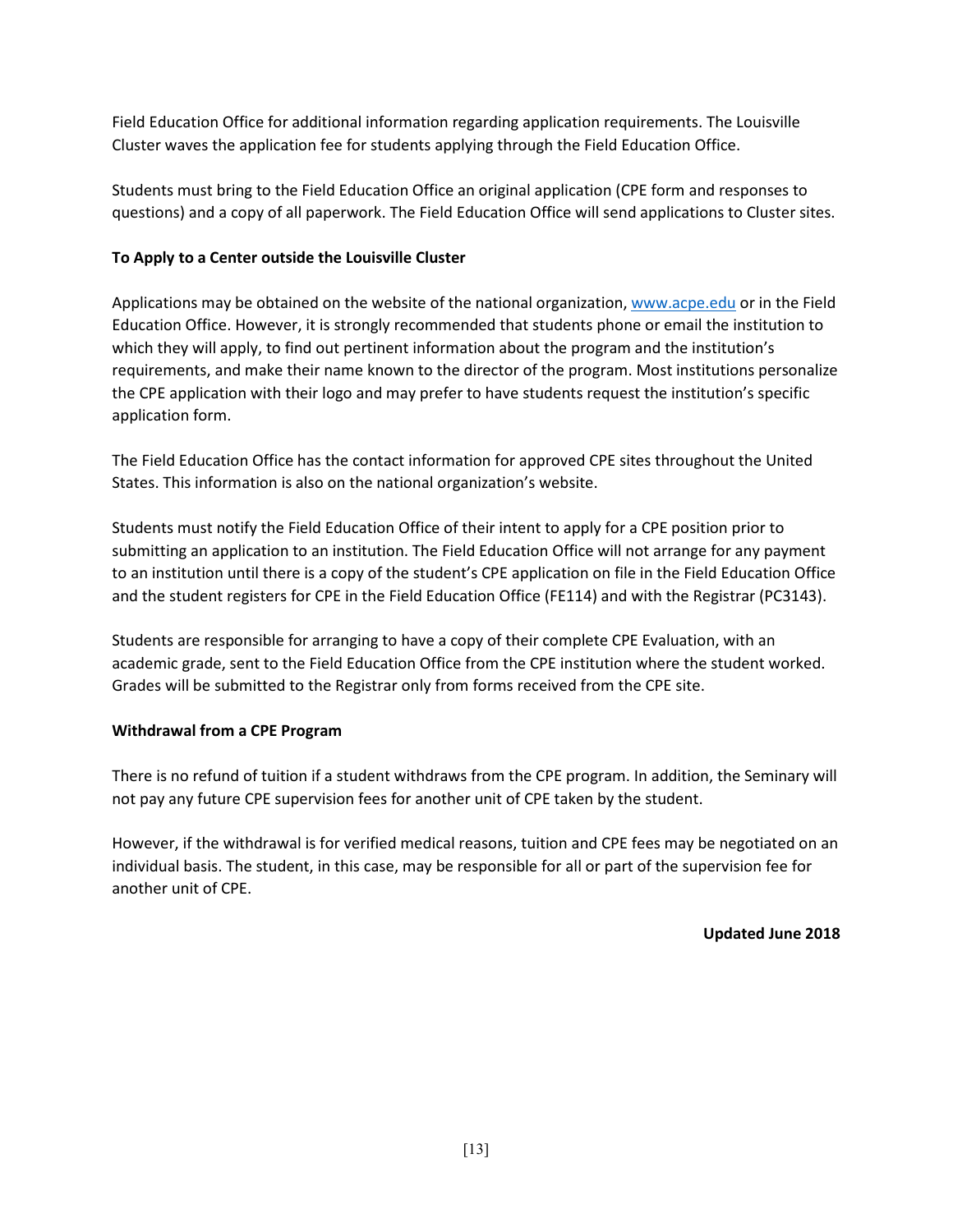Field Education Office for additional information regarding application requirements. The Louisville Cluster waves the application fee for students applying through the Field Education Office.

Students must bring to the Field Education Office an original application (CPE form and responses to questions) and a copy of all paperwork. The Field Education Office will send applications to Cluster sites.

**To Apply to a Center outside the Louisville Cluster**

Applications may be obtained on the website of the national organization, [www.acpe.edu](http://www.acpe.edu) or in the Field Education Office. However, it is strongly recommended that students phone or email the institution to which they will apply, to find out pertinent information about the program and the institution's requirements, and make their name known to the director of the program. Most institutions personalize the CPE application with their logo and may prefer to have students request the institution's specific application form.

The Field Education Office has the contact information for approved CPE sites throughout the United States. This information is also on the national organization's website.

Students must notify the Field Education Office of their intent to apply for a CPE position prior to submitting an application to an institution. The Field Education Office will not arrange for any payment to an institution until there is a copy of the student's CPE application on file in the Field Education Office and the student registers for CPE in the Field Education Office (FE114) and with the Registrar (PC3143).

Students are responsible for arranging to have a copy of their complete CPE Evaluation, with an academic grade, sent to the Field Education Office from the CPE institution where the student worked. Grades will be submitted to the Registrar only from forms received from the CPE site.

**Withdrawal from a CPE Program**

There is no refund of tuition if a student withdraws from the CPE program. In addition, the Seminary will not pay any future CPE supervision fees for another unit of CPE taken by the student.

However, if the withdrawal is for verified medical reasons, tuition and CPE fees may be negotiated on an individual basis. The student, in this case, may be responsible for all or part of the supervision fee for another unit of CPE.

**Updated June 2018**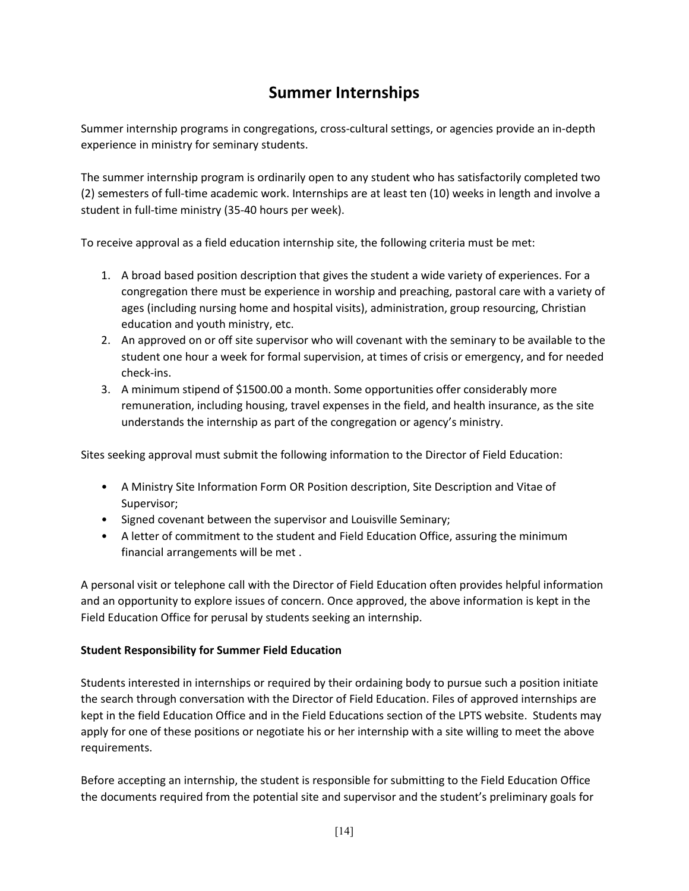# Summer Internships

Summer internship programs in congregations, cross-cultural settings, or agencies provide an in-depth experience in ministry for seminary students.

The summer internship program is ordinarily open to any student who has satisfactorily completed two (2) semesters of full-time academic work. Internships are at least ten (10) weeks in length and involve a student in full-time ministry (35-40 hours per week).

To receive approval as a field education internship site, the following criteria must be met:

1. A broad based position description that gives the student a wide variety of experiences. For a congregation there must be experience in worship and preaching, pastoral care with a variety of ages (including nursing home and hospital visits), administration, group resourcing, Christian education and youth ministry, etc.
2. An approved on or off site supervisor who will covenant with the seminary to be available to the student one hour a week for formal supervision, at times of crisis or emergency, and for needed check-ins.
3. A minimum stipend of $1500.00 a month. Some opportunities offer considerably more remuneration, including housing, travel expenses in the field, and health insurance, as the site understands the internship as part of the congregation or agency's ministry.

Sites seeking approval must submit the following information to the Director of Field Education:

- A Ministry Site Information Form OR Position description, Site Description and Vitae of Supervisor;
- Signed covenant between the supervisor and Louisville Seminary;
- A letter of commitment to the student and Field Education Office, assuring the minimum financial arrangements will be met .

A personal visit or telephone call with the Director of Field Education often provides helpful information and an opportunity to explore issues of concern. Once approved, the above information is kept in the Field Education Office for perusal by students seeking an internship.

**Student Responsibility for Summer Field Education**

Students interested in internships or required by their ordaining body to pursue such a position initiate the search through conversation with the Director of Field Education. Files of approved internships are kept in the field Education Office and in the Field Educations section of the LPTS website. Students may apply for one of these positions or negotiate his or her internship with a site willing to meet the above requirements.

Before accepting an internship, the student is responsible for submitting to the Field Education Office the documents required from the potential site and supervisor and the student's preliminary goals for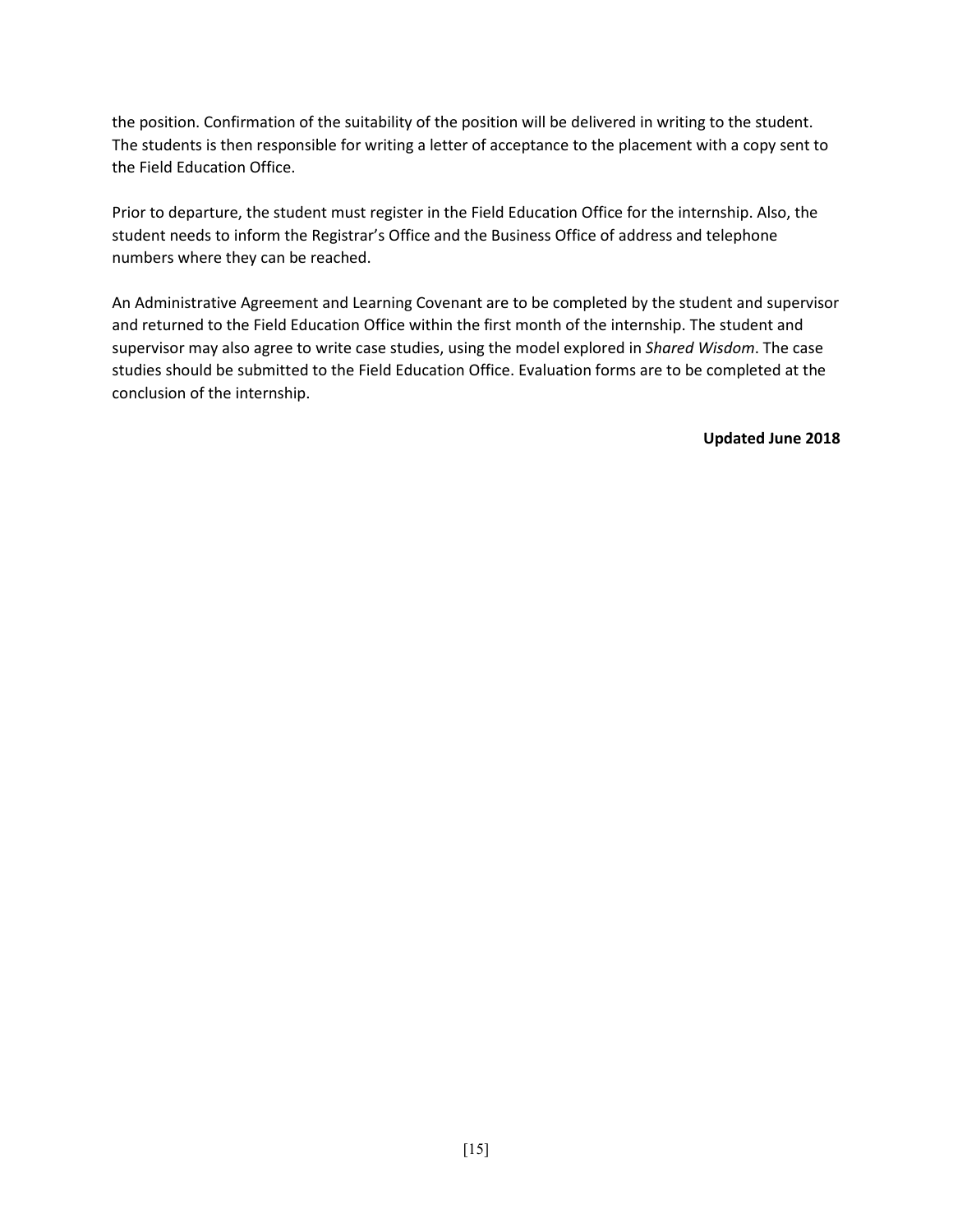the position. Confirmation of the suitability of the position will be delivered in writing to the student. The students is then responsible for writing a letter of acceptance to the placement with a copy sent to the Field Education Office.

Prior to departure, the student must register in the Field Education Office for the internship. Also, the student needs to inform the Registrar's Office and the Business Office of address and telephone numbers where they can be reached.

An Administrative Agreement and Learning Covenant are to be completed by the student and supervisor and returned to the Field Education Office within the first month of the internship. The student and supervisor may also agree to write case studies, using the model explored in *Shared Wisdom*. The case studies should be submitted to the Field Education Office. Evaluation forms are to be completed at the conclusion of the internship.

**Updated June 2018**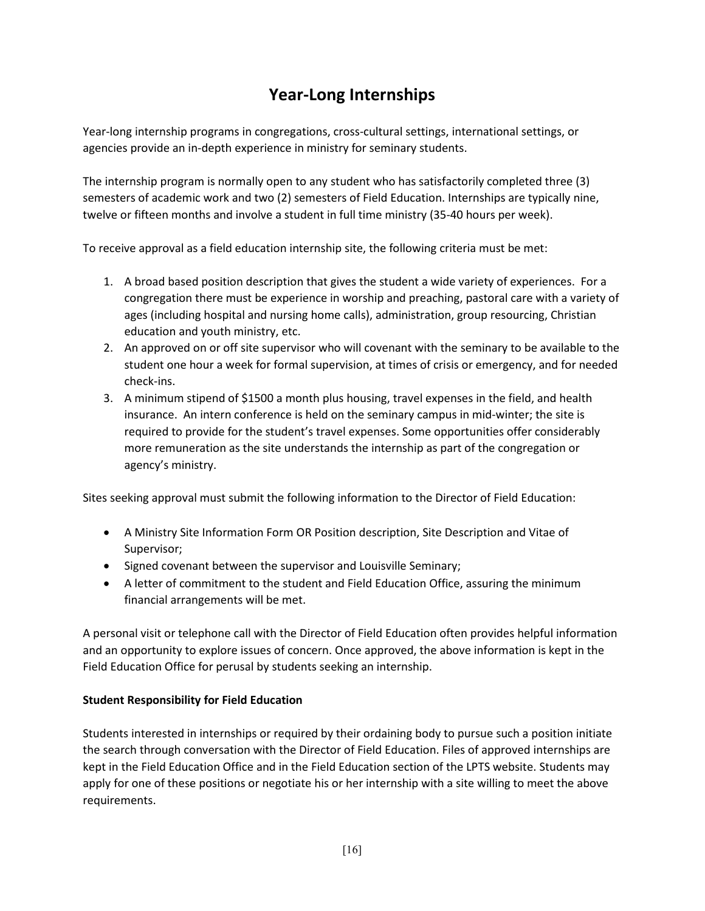# Year-Long Internships

Year-long internship programs in congregations, cross-cultural settings, international settings, or agencies provide an in-depth experience in ministry for seminary students.

The internship program is normally open to any student who has satisfactorily completed three (3) semesters of academic work and two (2) semesters of Field Education. Internships are typically nine, twelve or fifteen months and involve a student in full time ministry (35-40 hours per week).

To receive approval as a field education internship site, the following criteria must be met:

1. A broad based position description that gives the student a wide variety of experiences. For a congregation there must be experience in worship and preaching, pastoral care with a variety of ages (including hospital and nursing home calls), administration, group resourcing, Christian education and youth ministry, etc.
2. An approved on or off site supervisor who will covenant with the seminary to be available to the student one hour a week for formal supervision, at times of crisis or emergency, and for needed check-ins.
3. A minimum stipend of $1500 a month plus housing, travel expenses in the field, and health insurance. An intern conference is held on the seminary campus in mid-winter; the site is required to provide for the student's travel expenses. Some opportunities offer considerably more remuneration as the site understands the internship as part of the congregation or agency's ministry.

Sites seeking approval must submit the following information to the Director of Field Education:

- A Ministry Site Information Form OR Position description, Site Description and Vitae of Supervisor;
- Signed covenant between the supervisor and Louisville Seminary;
- A letter of commitment to the student and Field Education Office, assuring the minimum financial arrangements will be met.

A personal visit or telephone call with the Director of Field Education often provides helpful information and an opportunity to explore issues of concern. Once approved, the above information is kept in the Field Education Office for perusal by students seeking an internship.

**Student Responsibility for Field Education**

Students interested in internships or required by their ordaining body to pursue such a position initiate the search through conversation with the Director of Field Education. Files of approved internships are kept in the Field Education Office and in the Field Education section of the LPTS website. Students may apply for one of these positions or negotiate his or her internship with a site willing to meet the above requirements.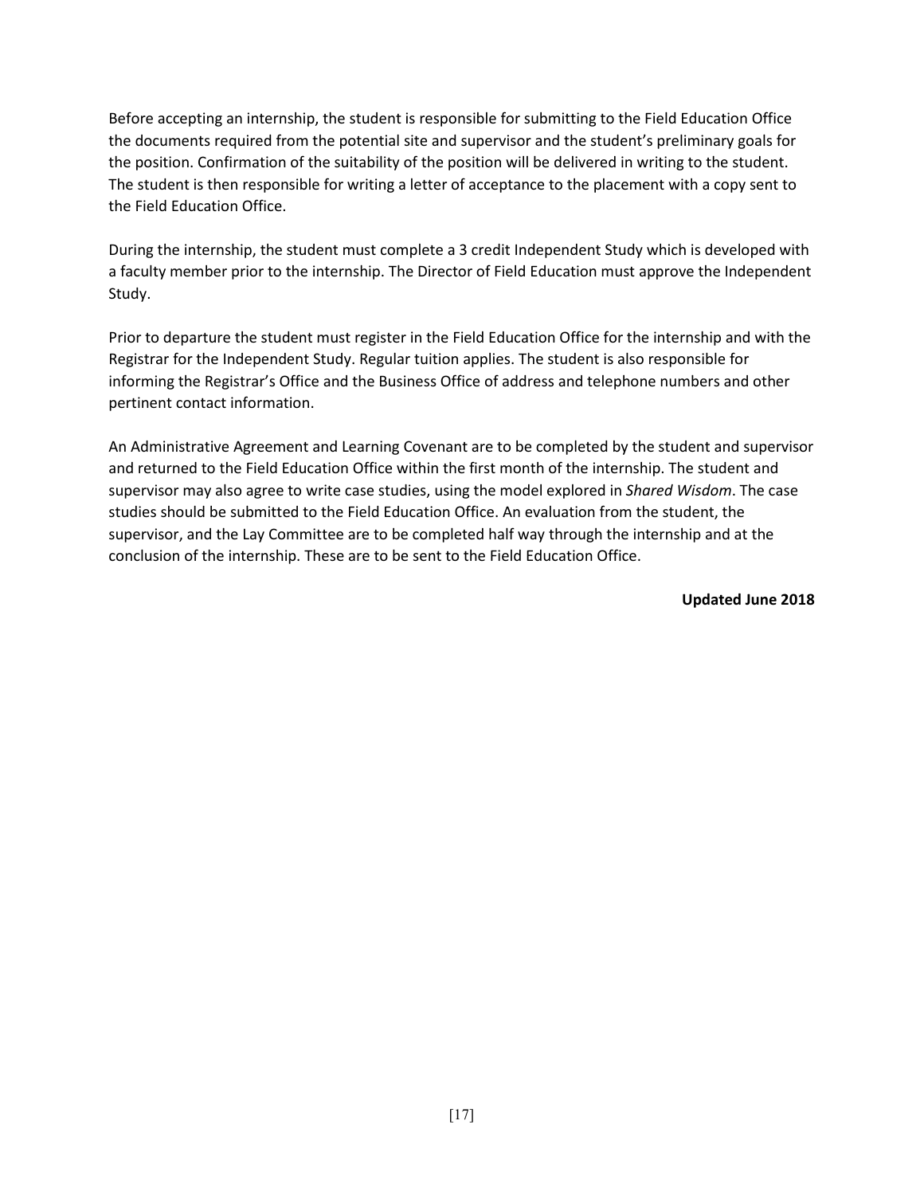Before accepting an internship, the student is responsible for submitting to the Field Education Office the documents required from the potential site and supervisor and the student's preliminary goals for the position. Confirmation of the suitability of the position will be delivered in writing to the student. The student is then responsible for writing a letter of acceptance to the placement with a copy sent to the Field Education Office.

During the internship, the student must complete a 3 credit Independent Study which is developed with a faculty member prior to the internship. The Director of Field Education must approve the Independent Study.

Prior to departure the student must register in the Field Education Office for the internship and with the Registrar for the Independent Study. Regular tuition applies. The student is also responsible for informing the Registrar's Office and the Business Office of address and telephone numbers and other pertinent contact information.

An Administrative Agreement and Learning Covenant are to be completed by the student and supervisor and returned to the Field Education Office within the first month of the internship. The student and supervisor may also agree to write case studies, using the model explored in *Shared Wisdom*. The case studies should be submitted to the Field Education Office. An evaluation from the student, the supervisor, and the Lay Committee are to be completed half way through the internship and at the conclusion of the internship. These are to be sent to the Field Education Office.

**Updated June 2018**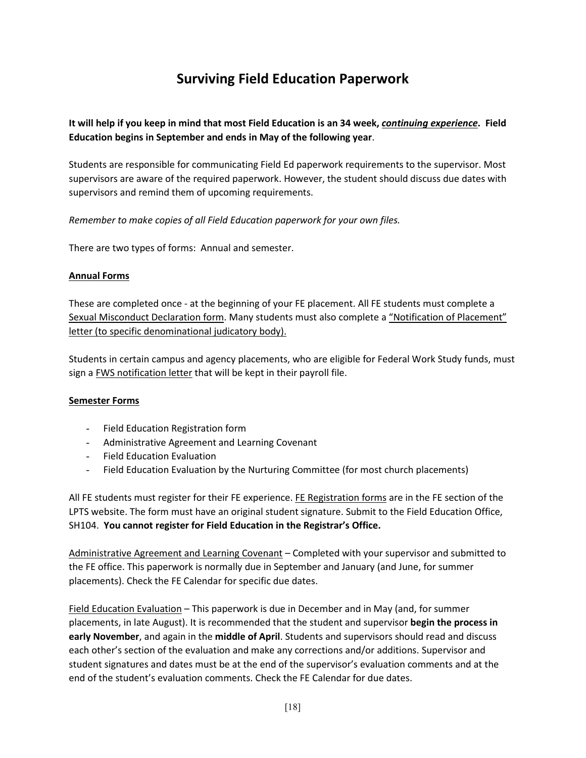# Surviving Field Education Paperwork

**It will help if you keep in mind that most Field Education is an 34 week, *continuing experience*. Field Education begins in September and ends in May of the following year**.

Students are responsible for communicating Field Ed paperwork requirements to the supervisor. Most supervisors are aware of the required paperwork. However, the student should discuss due dates with supervisors and remind them of upcoming requirements.

*Remember to make copies of all Field Education paperwork for your own files.*

There are two types of forms: Annual and semester.

**Annual Forms**

These are completed once - at the beginning of your FE placement. All FE students must complete a Sexual Misconduct Declaration form. Many students must also complete a "Notification of Placement" letter (to specific denominational judicatory body).

Students in certain campus and agency placements, who are eligible for Federal Work Study funds, must sign a FWS notification letter that will be kept in their payroll file.

**Semester Forms**

- Field Education Registration form
- Administrative Agreement and Learning Covenant
- Field Education Evaluation
- Field Education Evaluation by the Nurturing Committee (for most church placements)

All FE students must register for their FE experience. FE Registration forms are in the FE section of the LPTS website. The form must have an original student signature. Submit to the Field Education Office, SH104. **You cannot register for Field Education in the Registrar's Office.**

Administrative Agreement and Learning Covenant – Completed with your supervisor and submitted to the FE office. This paperwork is normally due in September and January (and June, for summer placements). Check the FE Calendar for specific due dates.

Field Education Evaluation – This paperwork is due in December and in May (and, for summer placements, in late August). It is recommended that the student and supervisor **begin the process in early November**, and again in the **middle of April**. Students and supervisors should read and discuss each other's section of the evaluation and make any corrections and/or additions. Supervisor and student signatures and dates must be at the end of the supervisor's evaluation comments and at the end of the student's evaluation comments. Check the FE Calendar for due dates.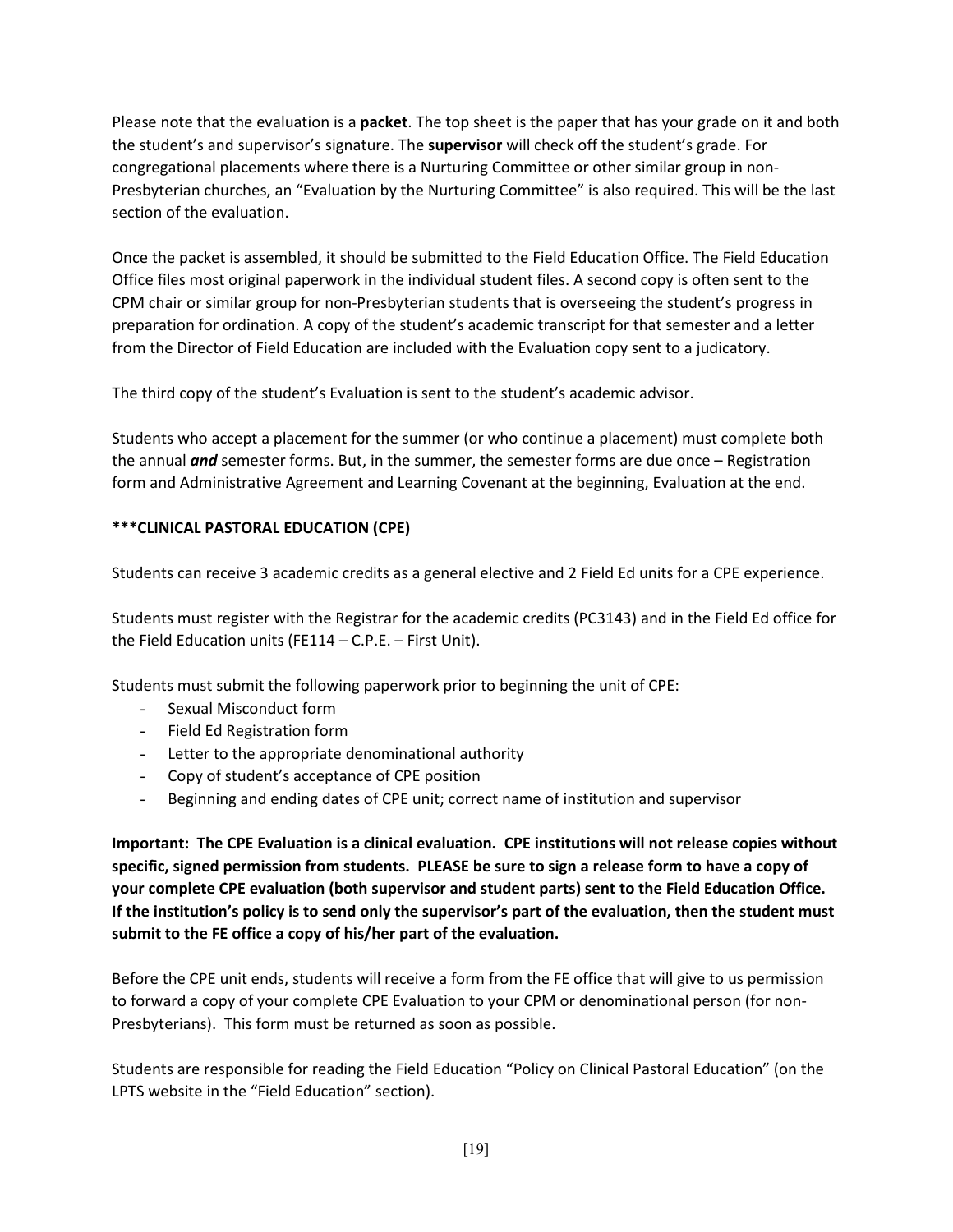Please note that the evaluation is a **packet**. The top sheet is the paper that has your grade on it and both the student's and supervisor's signature. The **supervisor** will check off the student's grade. For congregational placements where there is a Nurturing Committee or other similar group in non-Presbyterian churches, an "Evaluation by the Nurturing Committee" is also required. This will be the last section of the evaluation.

Once the packet is assembled, it should be submitted to the Field Education Office. The Field Education Office files most original paperwork in the individual student files. A second copy is often sent to the CPM chair or similar group for non-Presbyterian students that is overseeing the student's progress in preparation for ordination. A copy of the student's academic transcript for that semester and a letter from the Director of Field Education are included with the Evaluation copy sent to a judicatory.

The third copy of the student's Evaluation is sent to the student's academic advisor.

Students who accept a placement for the summer (or who continue a placement) must complete both the annual ***and*** semester forms. But, in the summer, the semester forms are due once – Registration form and Administrative Agreement and Learning Covenant at the beginning, Evaluation at the end.

**\*\*\*CLINICAL PASTORAL EDUCATION (CPE)**

Students can receive 3 academic credits as a general elective and 2 Field Ed units for a CPE experience.

Students must register with the Registrar for the academic credits (PC3143) and in the Field Ed office for the Field Education units (FE114 – C.P.E. – First Unit).

Students must submit the following paperwork prior to beginning the unit of CPE:

- Sexual Misconduct form
- Field Ed Registration form
- Letter to the appropriate denominational authority
- Copy of student's acceptance of CPE position
- Beginning and ending dates of CPE unit; correct name of institution and supervisor

**Important: The CPE Evaluation is a clinical evaluation. CPE institutions will not release copies without specific, signed permission from students. PLEASE be sure to sign a release form to have a copy of your complete CPE evaluation (both supervisor and student parts) sent to the Field Education Office. If the institution's policy is to send only the supervisor's part of the evaluation, then the student must submit to the FE office a copy of his/her part of the evaluation.**

Before the CPE unit ends, students will receive a form from the FE office that will give to us permission to forward a copy of your complete CPE Evaluation to your CPM or denominational person (for non-Presbyterians). This form must be returned as soon as possible.

Students are responsible for reading the Field Education "Policy on Clinical Pastoral Education" (on the LPTS website in the "Field Education" section).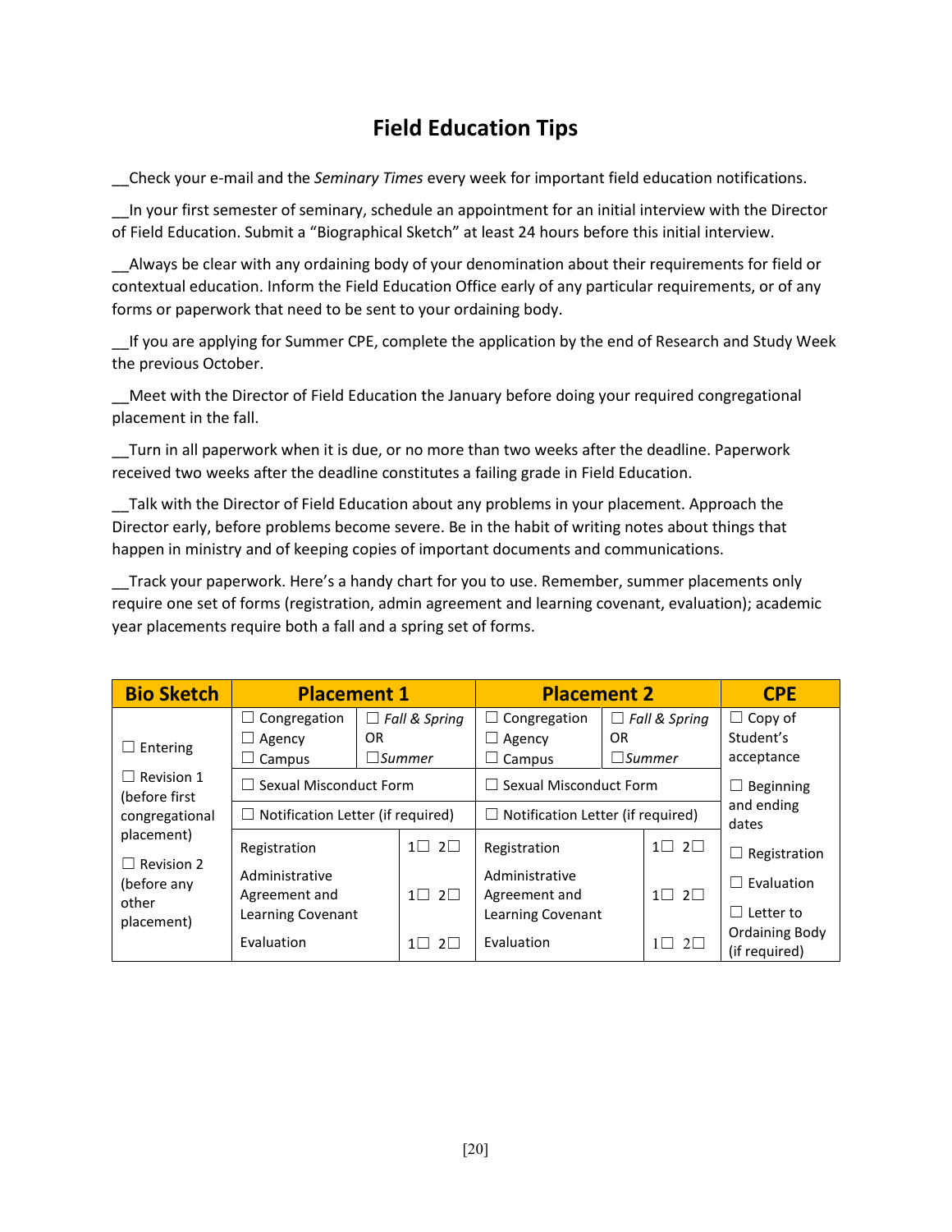# Field Education Tips

__Check your e-mail and the *Seminary Times* every week for important field education notifications.

__In your first semester of seminary, schedule an appointment for an initial interview with the Director of Field Education. Submit a "Biographical Sketch" at least 24 hours before this initial interview.

__Always be clear with any ordaining body of your denomination about their requirements for field or contextual education. Inform the Field Education Office early of any particular requirements, or of any forms or paperwork that need to be sent to your ordaining body.

__If you are applying for Summer CPE, complete the application by the end of Research and Study Week the previous October.

__Meet with the Director of Field Education the January before doing your required congregational placement in the fall.

__Turn in all paperwork when it is due, or no more than two weeks after the deadline. Paperwork received two weeks after the deadline constitutes a failing grade in Field Education.

__Talk with the Director of Field Education about any problems in your placement. Approach the Director early, before problems become severe. Be in the habit of writing notes about things that happen in ministry and of keeping copies of important documents and communications.

__Track your paperwork. Here's a handy chart for you to use. Remember, summer placements only require one set of forms (registration, admin agreement and learning covenant, evaluation); academic year placements require both a fall and a spring set of forms.

| Bio Sketch | Placement 1 | | Placement 2 | | CPE |
|---|---|---|---|---|---|
| ☐ Entering<br>☐ Revision 1 (before first congregational placement)<br>☐ Revision 2 (before any other placement) | ☐ Congregation<br>☐ Agency<br>☐ Campus | ☐ *Fall & Spring* OR ☐*Summer* | ☐ Congregation<br>☐ Agency<br>☐ Campus | ☐ *Fall & Spring* OR ☐*Summer* | ☐ Copy of Student's acceptance |
| | ☐ Sexual Misconduct Form | | ☐ Sexual Misconduct Form | | ☐ Beginning and ending dates |
| | ☐ Notification Letter (if required) | | ☐ Notification Letter (if required) | | |
| | Registration | 1☐ 2☐ | Registration | 1☐ 2☐ | ☐ Registration |
| | Administrative Agreement and Learning Covenant | 1☐ 2☐ | Administrative Agreement and Learning Covenant | 1☐ 2☐ | ☐ Evaluation |
| | Evaluation | 1☐ 2☐ | Evaluation | 1☐ 2☐ | ☐ Letter to Ordaining Body (if required) |